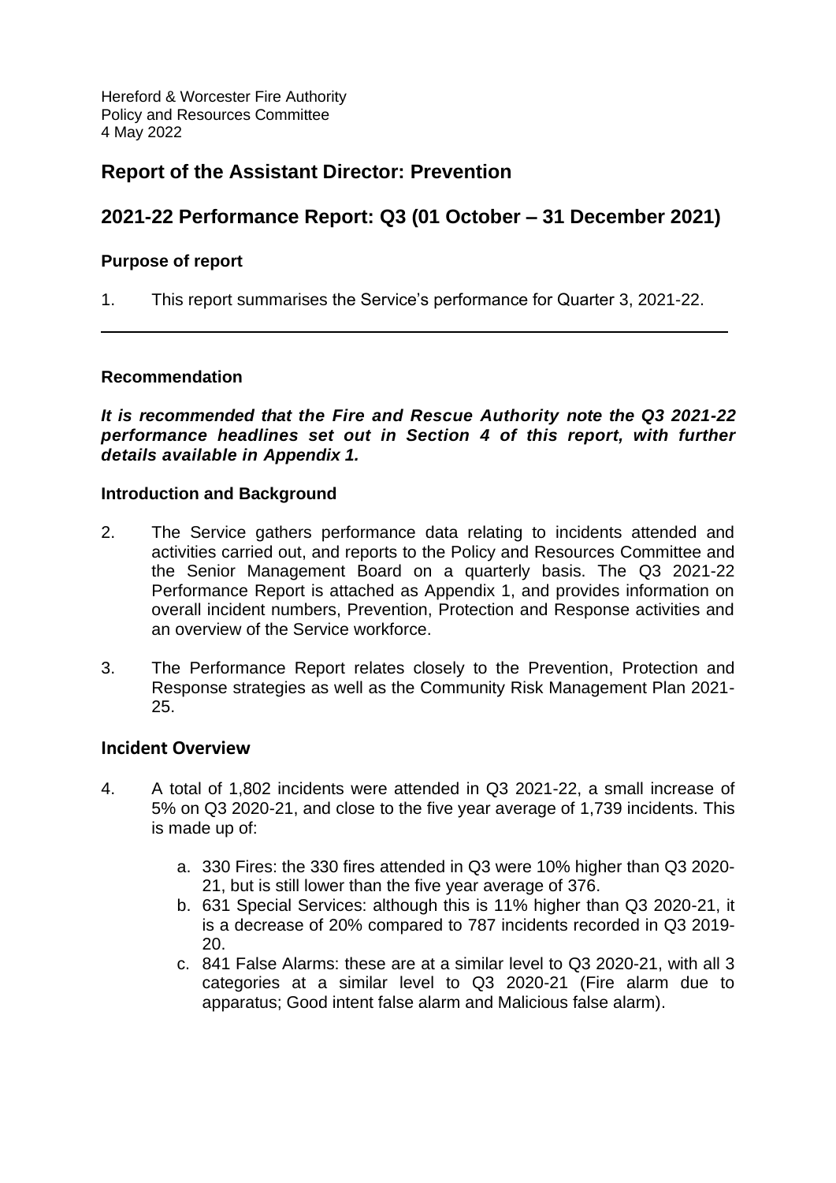Hereford & Worcester Fire Authority
Policy and Resources Committee
4 May 2022

## Report of the Assistant Director: Prevention

## 2021-22 Performance Report: Q3 (01 October – 31 December 2021)

### Purpose of report

1. This report summarises the Service's performance for Quarter 3, 2021-22.

---

### Recommendation

***It is recommended that the Fire and Rescue Authority note the Q3 2021-22 performance headlines set out in Section 4 of this report, with further details available in Appendix 1.***

### Introduction and Background

2. The Service gathers performance data relating to incidents attended and activities carried out, and reports to the Policy and Resources Committee and the Senior Management Board on a quarterly basis. The Q3 2021-22 Performance Report is attached as Appendix 1, and provides information on overall incident numbers, Prevention, Protection and Response activities and an overview of the Service workforce.

3. The Performance Report relates closely to the Prevention, Protection and Response strategies as well as the Community Risk Management Plan 2021-25.

### Incident Overview

4. A total of 1,802 incidents were attended in Q3 2021-22, a small increase of 5% on Q3 2020-21, and close to the five year average of 1,739 incidents. This is made up of:

   a. 330 Fires: the 330 fires attended in Q3 were 10% higher than Q3 2020-21, but is still lower than the five year average of 376.
   b. 631 Special Services: although this is 11% higher than Q3 2020-21, it is a decrease of 20% compared to 787 incidents recorded in Q3 2019-20.
   c. 841 False Alarms: these are at a similar level to Q3 2020-21, with all 3 categories at a similar level to Q3 2020-21 (Fire alarm due to apparatus; Good intent false alarm and Malicious false alarm).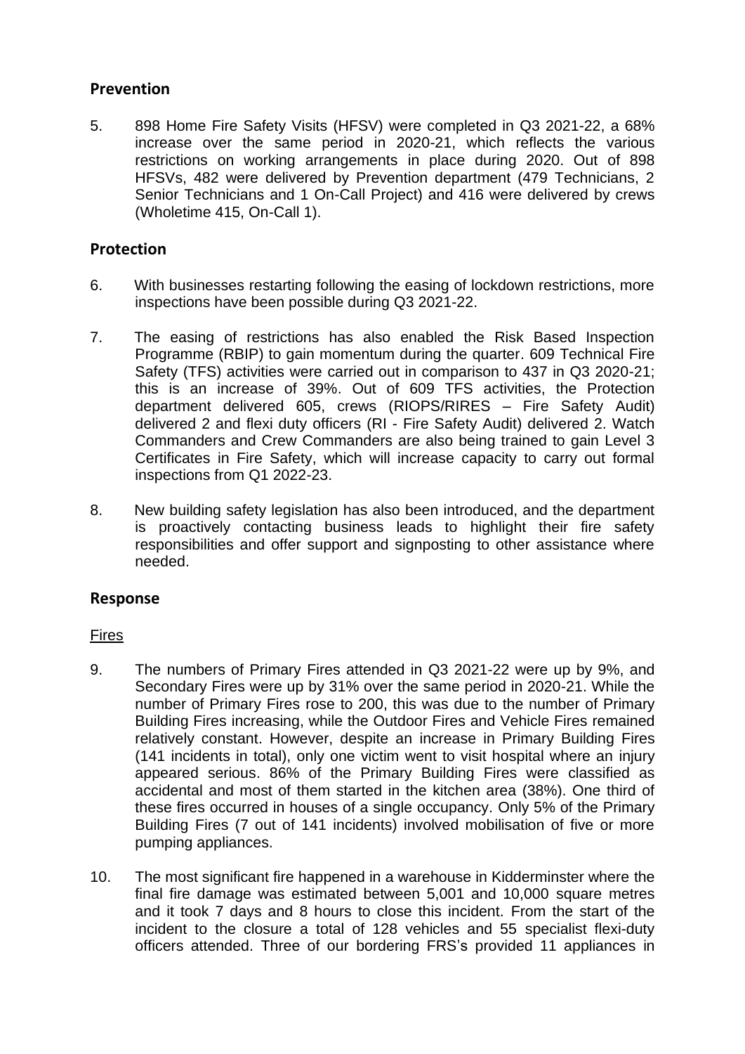## Prevention

5. 898 Home Fire Safety Visits (HFSV) were completed in Q3 2021-22, a 68% increase over the same period in 2020-21, which reflects the various restrictions on working arrangements in place during 2020. Out of 898 HFSVs, 482 were delivered by Prevention department (479 Technicians, 2 Senior Technicians and 1 On-Call Project) and 416 were delivered by crews (Wholetime 415, On-Call 1).

## Protection

6. With businesses restarting following the easing of lockdown restrictions, more inspections have been possible during Q3 2021-22.

7. The easing of restrictions has also enabled the Risk Based Inspection Programme (RBIP) to gain momentum during the quarter. 609 Technical Fire Safety (TFS) activities were carried out in comparison to 437 in Q3 2020-21; this is an increase of 39%. Out of 609 TFS activities, the Protection department delivered 605, crews (RIOPS/RIRES – Fire Safety Audit) delivered 2 and flexi duty officers (RI - Fire Safety Audit) delivered 2. Watch Commanders and Crew Commanders are also being trained to gain Level 3 Certificates in Fire Safety, which will increase capacity to carry out formal inspections from Q1 2022-23.

8. New building safety legislation has also been introduced, and the department is proactively contacting business leads to highlight their fire safety responsibilities and offer support and signposting to other assistance where needed.

## Response

Fires

9. The numbers of Primary Fires attended in Q3 2021-22 were up by 9%, and Secondary Fires were up by 31% over the same period in 2020-21. While the number of Primary Fires rose to 200, this was due to the number of Primary Building Fires increasing, while the Outdoor Fires and Vehicle Fires remained relatively constant. However, despite an increase in Primary Building Fires (141 incidents in total), only one victim went to visit hospital where an injury appeared serious. 86% of the Primary Building Fires were classified as accidental and most of them started in the kitchen area (38%). One third of these fires occurred in houses of a single occupancy. Only 5% of the Primary Building Fires (7 out of 141 incidents) involved mobilisation of five or more pumping appliances.

10. The most significant fire happened in a warehouse in Kidderminster where the final fire damage was estimated between 5,001 and 10,000 square metres and it took 7 days and 8 hours to close this incident. From the start of the incident to the closure a total of 128 vehicles and 55 specialist flexi-duty officers attended. Three of our bordering FRS's provided 11 appliances in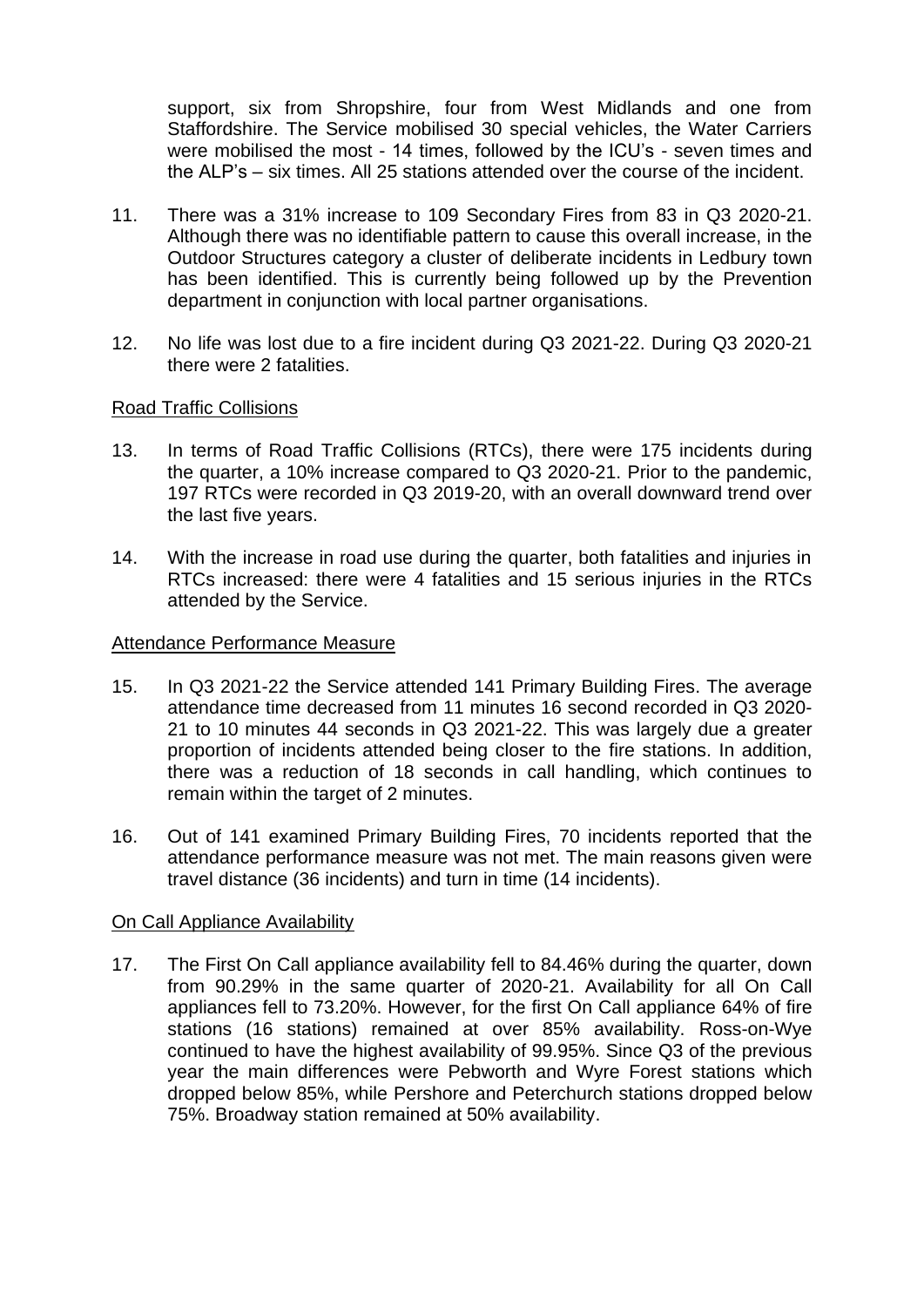support, six from Shropshire, four from West Midlands and one from Staffordshire. The Service mobilised 30 special vehicles, the Water Carriers were mobilised the most - 14 times, followed by the ICU's - seven times and the ALP's – six times. All 25 stations attended over the course of the incident.

11. There was a 31% increase to 109 Secondary Fires from 83 in Q3 2020-21. Although there was no identifiable pattern to cause this overall increase, in the Outdoor Structures category a cluster of deliberate incidents in Ledbury town has been identified. This is currently being followed up by the Prevention department in conjunction with local partner organisations.

12. No life was lost due to a fire incident during Q3 2021-22. During Q3 2020-21 there were 2 fatalities.

## Road Traffic Collisions

13. In terms of Road Traffic Collisions (RTCs), there were 175 incidents during the quarter, a 10% increase compared to Q3 2020-21. Prior to the pandemic, 197 RTCs were recorded in Q3 2019-20, with an overall downward trend over the last five years.

14. With the increase in road use during the quarter, both fatalities and injuries in RTCs increased: there were 4 fatalities and 15 serious injuries in the RTCs attended by the Service.

## Attendance Performance Measure

15. In Q3 2021-22 the Service attended 141 Primary Building Fires. The average attendance time decreased from 11 minutes 16 second recorded in Q3 2020-21 to 10 minutes 44 seconds in Q3 2021-22. This was largely due a greater proportion of incidents attended being closer to the fire stations. In addition, there was a reduction of 18 seconds in call handling, which continues to remain within the target of 2 minutes.

16. Out of 141 examined Primary Building Fires, 70 incidents reported that the attendance performance measure was not met. The main reasons given were travel distance (36 incidents) and turn in time (14 incidents).

## On Call Appliance Availability

17. The First On Call appliance availability fell to 84.46% during the quarter, down from 90.29% in the same quarter of 2020-21. Availability for all On Call appliances fell to 73.20%. However, for the first On Call appliance 64% of fire stations (16 stations) remained at over 85% availability. Ross-on-Wye continued to have the highest availability of 99.95%. Since Q3 of the previous year the main differences were Pebworth and Wyre Forest stations which dropped below 85%, while Pershore and Peterchurch stations dropped below 75%. Broadway station remained at 50% availability.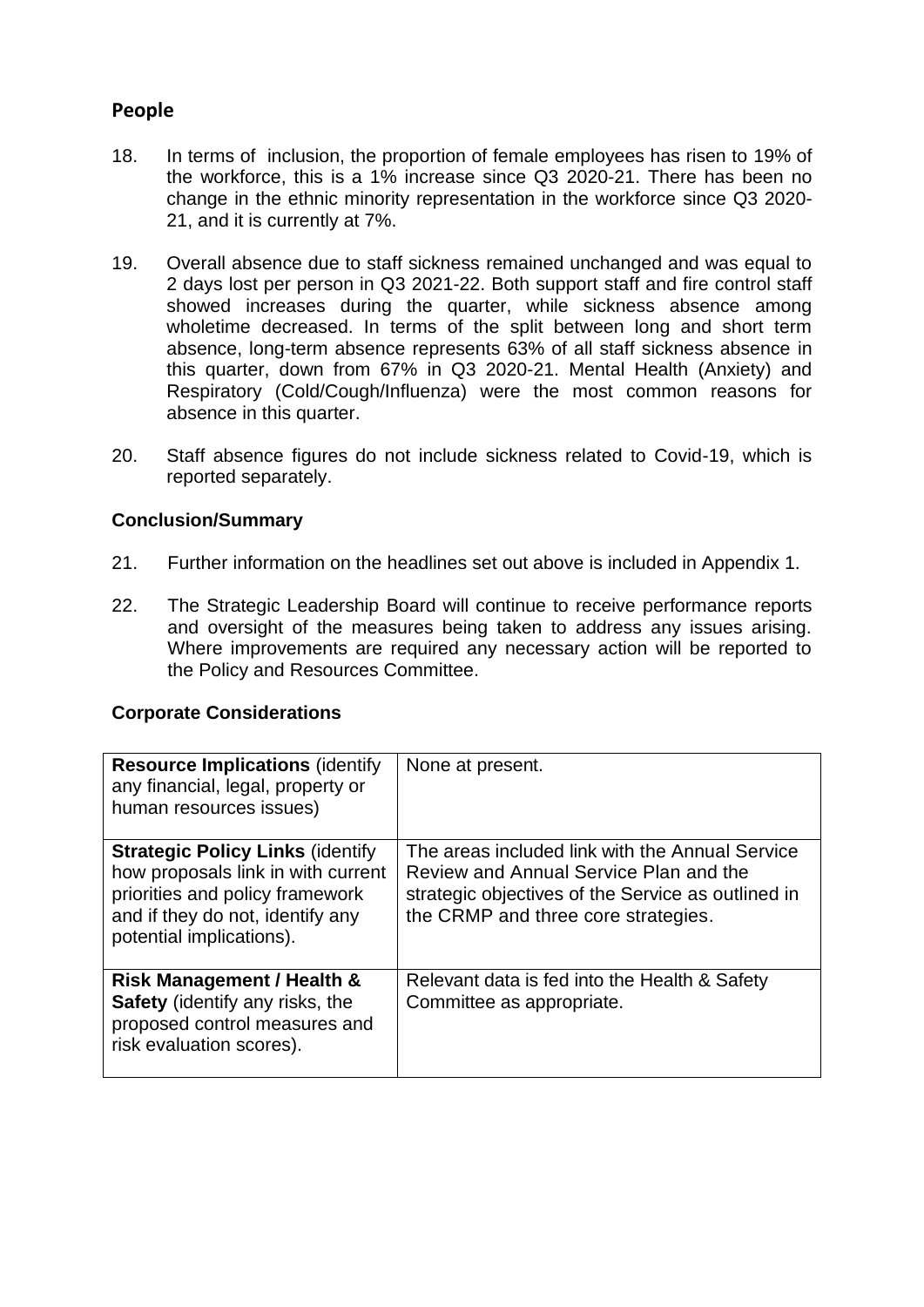## People

18. In terms of inclusion, the proportion of female employees has risen to 19% of the workforce, this is a 1% increase since Q3 2020-21. There has been no change in the ethnic minority representation in the workforce since Q3 2020-21, and it is currently at 7%.

19. Overall absence due to staff sickness remained unchanged and was equal to 2 days lost per person in Q3 2021-22. Both support staff and fire control staff showed increases during the quarter, while sickness absence among wholetime decreased. In terms of the split between long and short term absence, long-term absence represents 63% of all staff sickness absence in this quarter, down from 67% in Q3 2020-21. Mental Health (Anxiety) and Respiratory (Cold/Cough/Influenza) were the most common reasons for absence in this quarter.

20. Staff absence figures do not include sickness related to Covid-19, which is reported separately.

### Conclusion/Summary

21. Further information on the headlines set out above is included in Appendix 1.

22. The Strategic Leadership Board will continue to receive performance reports and oversight of the measures being taken to address any issues arising. Where improvements are required any necessary action will be reported to the Policy and Resources Committee.

### Corporate Considerations

| | |
|---|---|
| **Resource Implications** (identify any financial, legal, property or human resources issues) | None at present. |
| **Strategic Policy Links** (identify how proposals link in with current priorities and policy framework and if they do not, identify any potential implications). | The areas included link with the Annual Service Review and Annual Service Plan and the strategic objectives of the Service as outlined in the CRMP and three core strategies. |
| **Risk Management / Health & Safety** (identify any risks, the proposed control measures and risk evaluation scores). | Relevant data is fed into the Health & Safety Committee as appropriate. |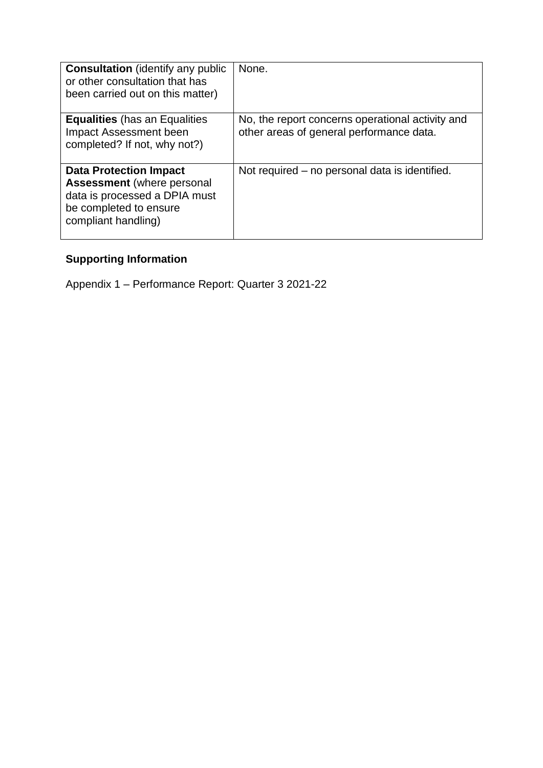| | |
|---|---|
| **Consultation** (identify any public or other consultation that has been carried out on this matter) | None. |
| **Equalities** (has an Equalities Impact Assessment been completed? If not, why not?) | No, the report concerns operational activity and other areas of general performance data. |
| **Data Protection Impact Assessment** (where personal data is processed a DPIA must be completed to ensure compliant handling) | Not required – no personal data is identified. |

## Supporting Information

Appendix 1 – Performance Report: Quarter 3 2021-22